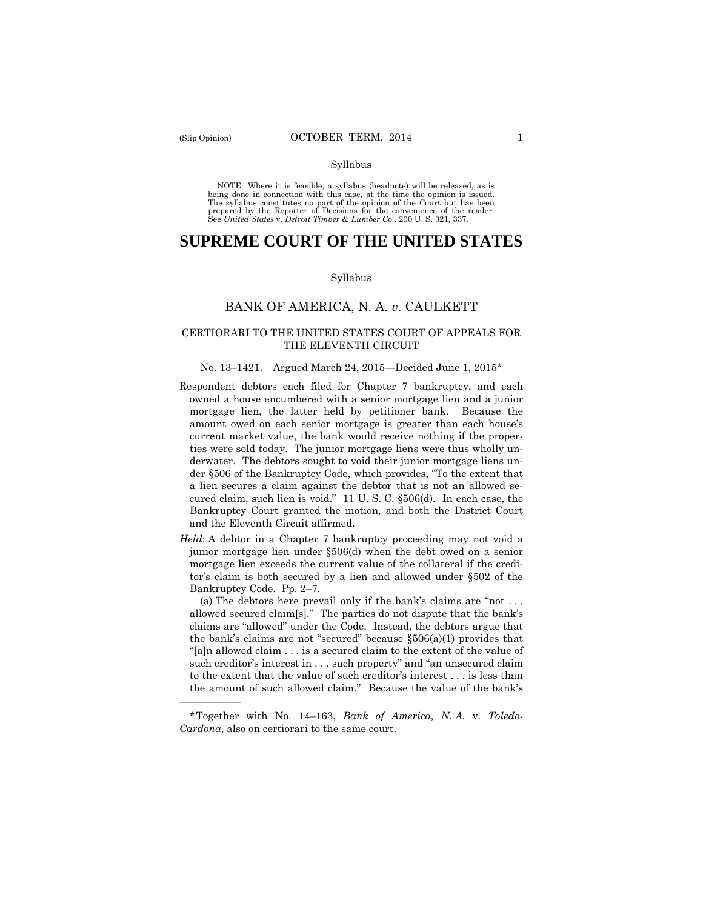Syllabus

NOTE: Where it is feasible, a syllabus (headnote) will be released, as is being done in connection with this case, at the time the opinion is issued. The syllabus constitutes no part of the opinion of the Court but has been prepared by the Reporter of Decisions for the convenience of the reader. See *United States* v. *Detroit Timber & Lumber Co.,* 200 U. S. 321, 337.

# SUPREME COURT OF THE UNITED STATES

Syllabus

## BANK OF AMERICA, N. A. *v*. CAULKETT

### CERTIORARI TO THE UNITED STATES COURT OF APPEALS FOR THE ELEVENTH CIRCUIT

No. 13–1421. Argued March 24, 2015—Decided June 1, 2015*

Respondent debtors each filed for Chapter 7 bankruptcy, and each owned a house encumbered with a senior mortgage lien and a junior mortgage lien, the latter held by petitioner bank. Because the amount owed on each senior mortgage is greater than each house's current market value, the bank would receive nothing if the properties were sold today. The junior mortgage liens were thus wholly underwater. The debtors sought to void their junior mortgage liens under §506 of the Bankruptcy Code, which provides, "To the extent that a lien secures a claim against the debtor that is not an allowed secured claim, such lien is void." 11 U. S. C. §506(d). In each case, the Bankruptcy Court granted the motion, and both the District Court and the Eleventh Circuit affirmed.

*Held*: A debtor in a Chapter 7 bankruptcy proceeding may not void a junior mortgage lien under §506(d) when the debt owed on a senior mortgage lien exceeds the current value of the collateral if the creditor's claim is both secured by a lien and allowed under §502 of the Bankruptcy Code. Pp. 2–7.

(a) The debtors here prevail only if the bank's claims are "not . . . allowed secured claim[s]." The parties do not dispute that the bank's claims are "allowed" under the Code. Instead, the debtors argue that the bank's claims are not "secured" because §506(a)(1) provides that "[a]n allowed claim . . . is a secured claim to the extent of the value of such creditor's interest in . . . such property" and "an unsecured claim to the extent that the value of such creditor's interest . . . is less than the amount of such allowed claim." Because the value of the bank's

---

*Together with No. 14–163, *Bank of America, N. A.* v. *Toledo-Cardona*, also on certiorari to the same court.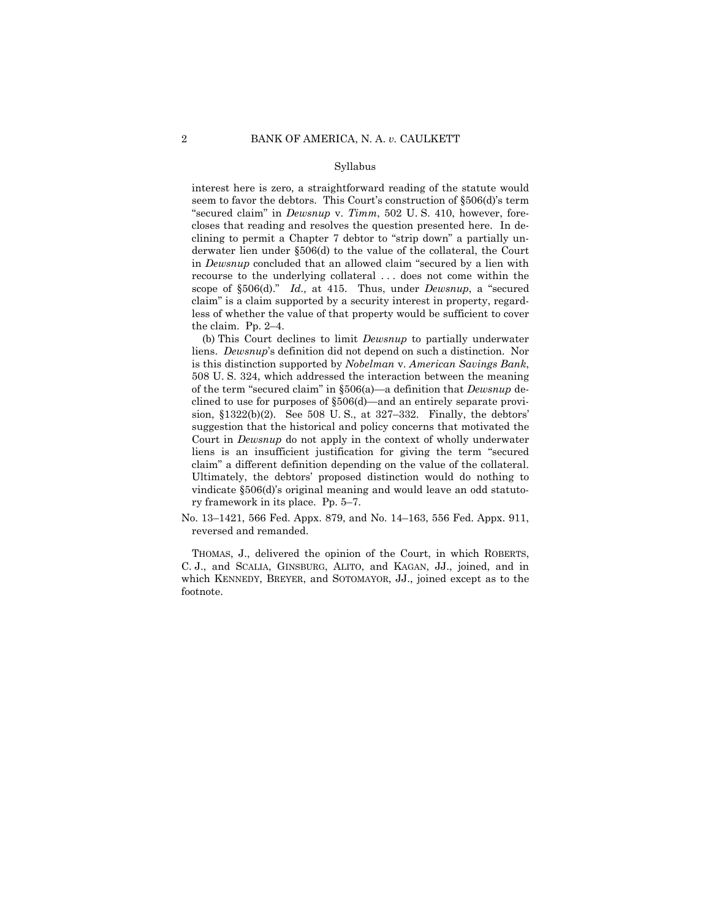Syllabus

interest here is zero, a straightforward reading of the statute would seem to favor the debtors. This Court's construction of §506(d)'s term "secured claim" in *Dewsnup* v. *Timm*, 502 U. S. 410, however, forecloses that reading and resolves the question presented here. In declining to permit a Chapter 7 debtor to "strip down" a partially underwater lien under §506(d) to the value of the collateral, the Court in *Dewsnup* concluded that an allowed claim "secured by a lien with recourse to the underlying collateral . . . does not come within the scope of §506(d)." *Id.,* at 415. Thus, under *Dewsnup*, a "secured claim" is a claim supported by a security interest in property, regardless of whether the value of that property would be sufficient to cover the claim. Pp. 2–4.

(b) This Court declines to limit *Dewsnup* to partially underwater liens. *Dewsnup*'s definition did not depend on such a distinction. Nor is this distinction supported by *Nobelman* v. *American Savings Bank*, 508 U. S. 324, which addressed the interaction between the meaning of the term "secured claim" in §506(a)—a definition that *Dewsnup* declined to use for purposes of §506(d)—and an entirely separate provision, §1322(b)(2). See 508 U. S., at 327–332. Finally, the debtors' suggestion that the historical and policy concerns that motivated the Court in *Dewsnup* do not apply in the context of wholly underwater liens is an insufficient justification for giving the term "secured claim" a different definition depending on the value of the collateral. Ultimately, the debtors' proposed distinction would do nothing to vindicate §506(d)'s original meaning and would leave an odd statutory framework in its place. Pp. 5–7.

No. 13–1421, 566 Fed. Appx. 879, and No. 14–163, 556 Fed. Appx. 911, reversed and remanded.

THOMAS, J., delivered the opinion of the Court, in which ROBERTS, C. J., and SCALIA, GINSBURG, ALITO, and KAGAN, JJ., joined, and in which KENNEDY, BREYER, and SOTOMAYOR, JJ., joined except as to the footnote.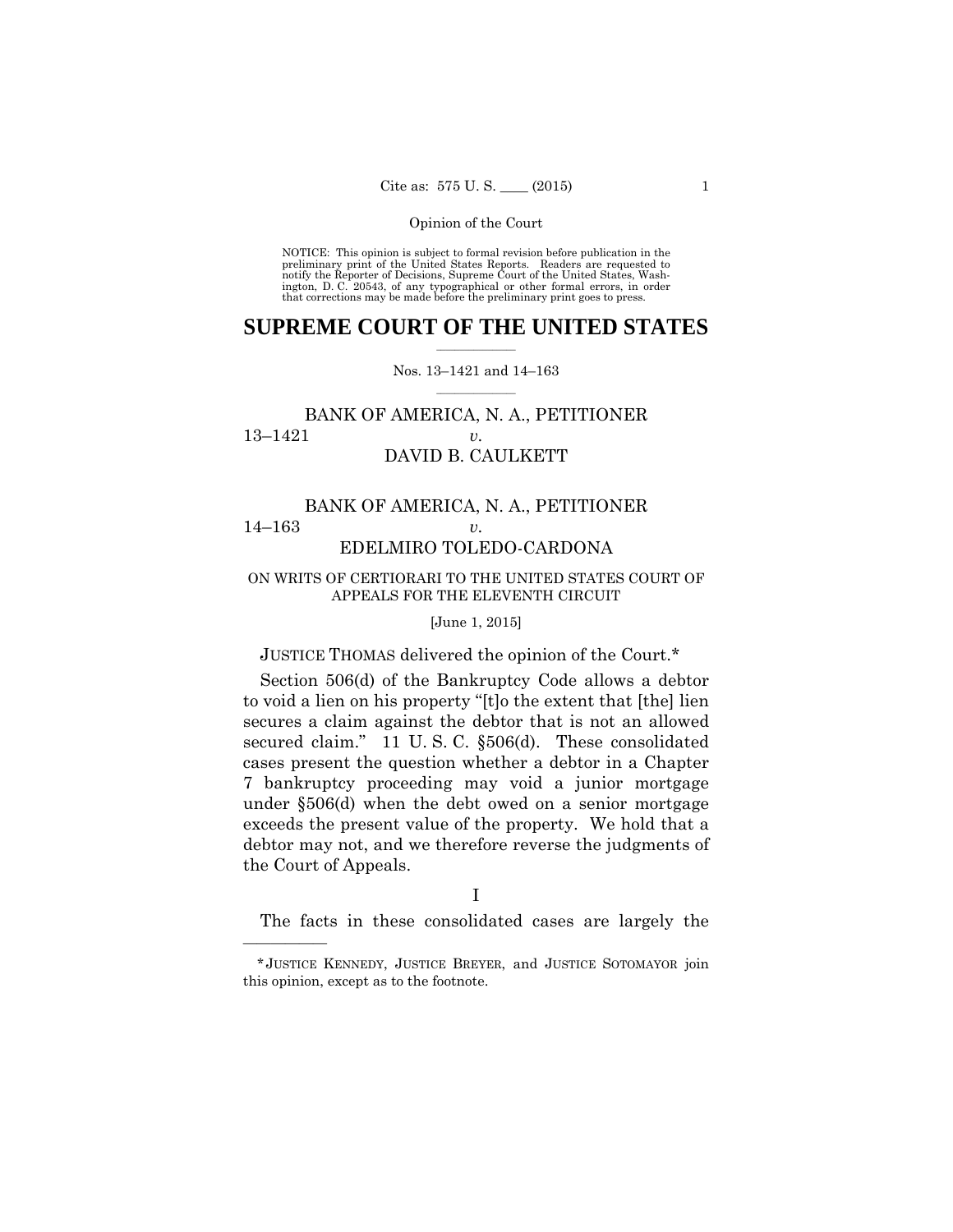Opinion of the Court

NOTICE: This opinion is subject to formal revision before publication in the preliminary print of the United States Reports. Readers are requested to notify the Reporter of Decisions, Supreme Court of the United States, Washington, D. C. 20543, of any typographical or other formal errors, in order that corrections may be made before the preliminary print goes to press.

# SUPREME COURT OF THE UNITED STATES

Nos. 13–1421 and 14–163

BANK OF AMERICA, N. A., PETITIONER
13–1421 *v.*
DAVID B. CAULKETT

BANK OF AMERICA, N. A., PETITIONER
14–163 *v.*
EDELMIRO TOLEDO-CARDONA

ON WRITS OF CERTIORARI TO THE UNITED STATES COURT OF APPEALS FOR THE ELEVENTH CIRCUIT

[June 1, 2015]

JUSTICE THOMAS delivered the opinion of the Court.*

Section 506(d) of the Bankruptcy Code allows a debtor to void a lien on his property "[t]o the extent that [the] lien secures a claim against the debtor that is not an allowed secured claim." 11 U. S. C. §506(d). These consolidated cases present the question whether a debtor in a Chapter 7 bankruptcy proceeding may void a junior mortgage under §506(d) when the debt owed on a senior mortgage exceeds the present value of the property. We hold that a debtor may not, and we therefore reverse the judgments of the Court of Appeals.

I

The facts in these consolidated cases are largely the

---

*JUSTICE KENNEDY, JUSTICE BREYER, and JUSTICE SOTOMAYOR join this opinion, except as to the footnote.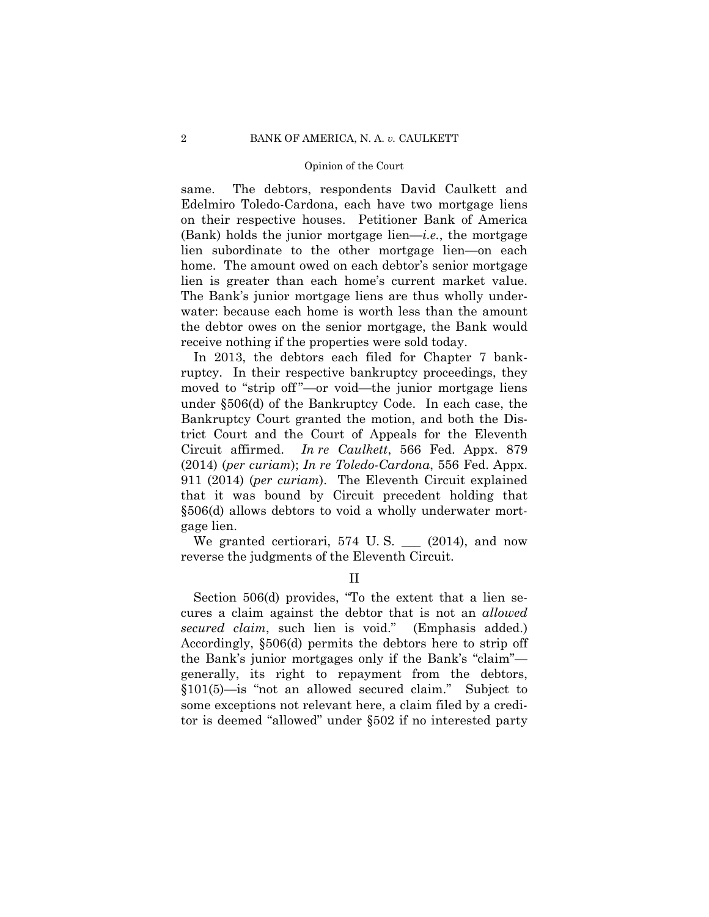same. The debtors, respondents David Caulkett and Edelmiro Toledo-Cardona, each have two mortgage liens on their respective houses. Petitioner Bank of America (Bank) holds the junior mortgage lien—*i.e.*, the mortgage lien subordinate to the other mortgage lien—on each home. The amount owed on each debtor's senior mortgage lien is greater than each home's current market value. The Bank's junior mortgage liens are thus wholly underwater: because each home is worth less than the amount the debtor owes on the senior mortgage, the Bank would receive nothing if the properties were sold today.

In 2013, the debtors each filed for Chapter 7 bankruptcy. In their respective bankruptcy proceedings, they moved to "strip off"—or void—the junior mortgage liens under §506(d) of the Bankruptcy Code. In each case, the Bankruptcy Court granted the motion, and both the District Court and the Court of Appeals for the Eleventh Circuit affirmed. *In re Caulkett*, 566 Fed. Appx. 879 (2014) (*per curiam*); *In re Toledo-Cardona*, 556 Fed. Appx. 911 (2014) (*per curiam*). The Eleventh Circuit explained that it was bound by Circuit precedent holding that §506(d) allows debtors to void a wholly underwater mortgage lien.

We granted certiorari, 574 U. S. ___ (2014), and now reverse the judgments of the Eleventh Circuit.

## II

Section 506(d) provides, "To the extent that a lien secures a claim against the debtor that is not an *allowed secured claim*, such lien is void." (Emphasis added.) Accordingly, §506(d) permits the debtors here to strip off the Bank's junior mortgages only if the Bank's "claim"—generally, its right to repayment from the debtors, §101(5)—is "not an allowed secured claim." Subject to some exceptions not relevant here, a claim filed by a creditor is deemed "allowed" under §502 if no interested party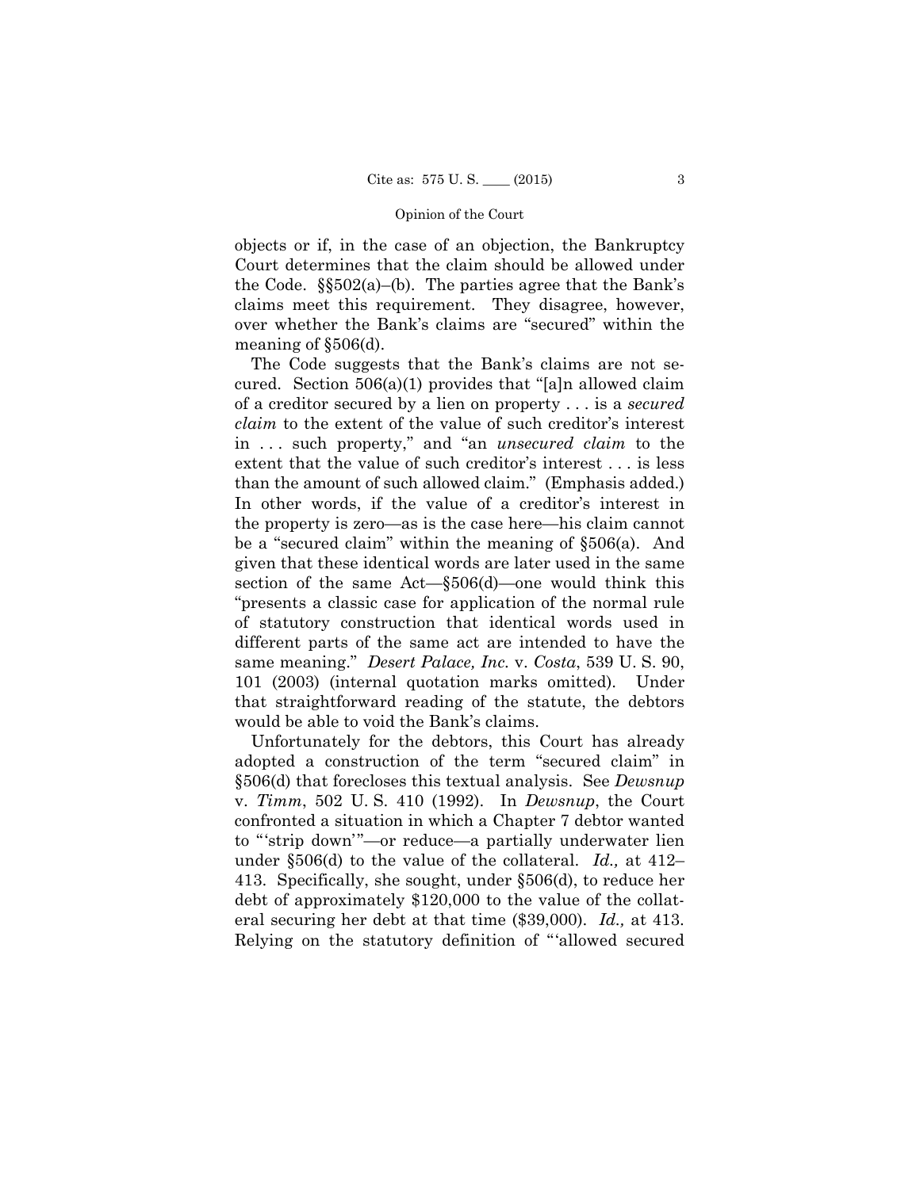objects or if, in the case of an objection, the Bankruptcy Court determines that the claim should be allowed under the Code. §§502(a)–(b). The parties agree that the Bank's claims meet this requirement. They disagree, however, over whether the Bank's claims are "secured" within the meaning of §506(d).

The Code suggests that the Bank's claims are not secured. Section 506(a)(1) provides that "[a]n allowed claim of a creditor secured by a lien on property . . . is a *secured claim* to the extent of the value of such creditor's interest in . . . such property," and "an *unsecured claim* to the extent that the value of such creditor's interest . . . is less than the amount of such allowed claim." (Emphasis added.) In other words, if the value of a creditor's interest in the property is zero—as is the case here—his claim cannot be a "secured claim" within the meaning of §506(a). And given that these identical words are later used in the same section of the same Act—§506(d)—one would think this "presents a classic case for application of the normal rule of statutory construction that identical words used in different parts of the same act are intended to have the same meaning." *Desert Palace, Inc.* v. *Costa*, 539 U. S. 90, 101 (2003) (internal quotation marks omitted). Under that straightforward reading of the statute, the debtors would be able to void the Bank's claims.

Unfortunately for the debtors, this Court has already adopted a construction of the term "secured claim" in §506(d) that forecloses this textual analysis. See *Dewsnup* v. *Timm*, 502 U. S. 410 (1992). In *Dewsnup*, the Court confronted a situation in which a Chapter 7 debtor wanted to "'strip down'"—or reduce—a partially underwater lien under §506(d) to the value of the collateral. *Id.,* at 412–413. Specifically, she sought, under §506(d), to reduce her debt of approximately $120,000 to the value of the collateral securing her debt at that time ($39,000). *Id.,* at 413. Relying on the statutory definition of "'allowed secured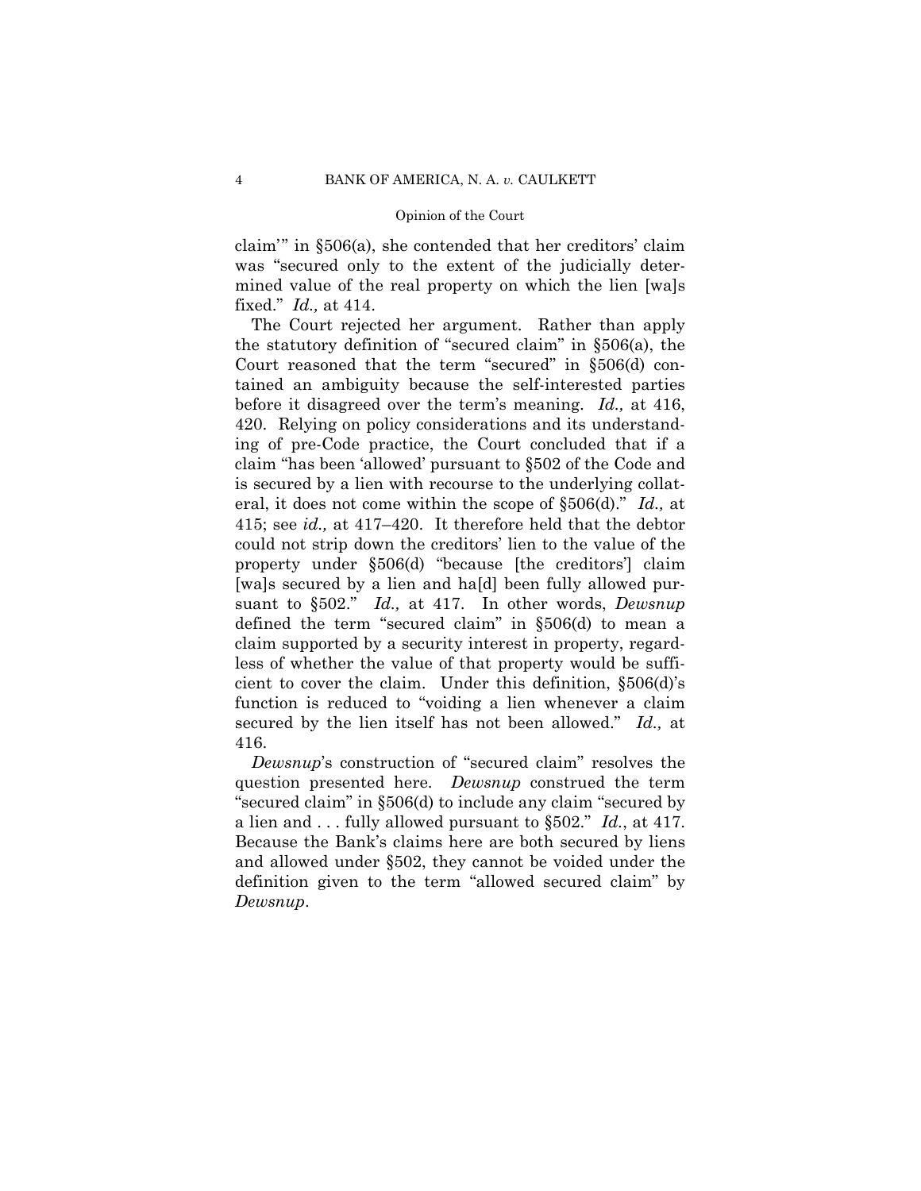claim'" in §506(a), she contended that her creditors' claim was "secured only to the extent of the judicially determined value of the real property on which the lien [wa]s fixed." *Id.,* at 414.

The Court rejected her argument. Rather than apply the statutory definition of "secured claim" in §506(a), the Court reasoned that the term "secured" in §506(d) contained an ambiguity because the self-interested parties before it disagreed over the term's meaning. *Id.,* at 416, 420. Relying on policy considerations and its understanding of pre-Code practice, the Court concluded that if a claim "has been 'allowed' pursuant to §502 of the Code and is secured by a lien with recourse to the underlying collateral, it does not come within the scope of §506(d)." *Id.,* at 415; see *id.,* at 417–420. It therefore held that the debtor could not strip down the creditors' lien to the value of the property under §506(d) "because [the creditors'] claim [wa]s secured by a lien and ha[d] been fully allowed pursuant to §502." *Id.,* at 417. In other words, *Dewsnup* defined the term "secured claim" in §506(d) to mean a claim supported by a security interest in property, regardless of whether the value of that property would be sufficient to cover the claim. Under this definition, §506(d)'s function is reduced to "voiding a lien whenever a claim secured by the lien itself has not been allowed." *Id.,* at 416.

*Dewsnup*'s construction of "secured claim" resolves the question presented here. *Dewsnup* construed the term "secured claim" in §506(d) to include any claim "secured by a lien and . . . fully allowed pursuant to §502." *Id.*, at 417. Because the Bank's claims here are both secured by liens and allowed under §502, they cannot be voided under the definition given to the term "allowed secured claim" by *Dewsnup*.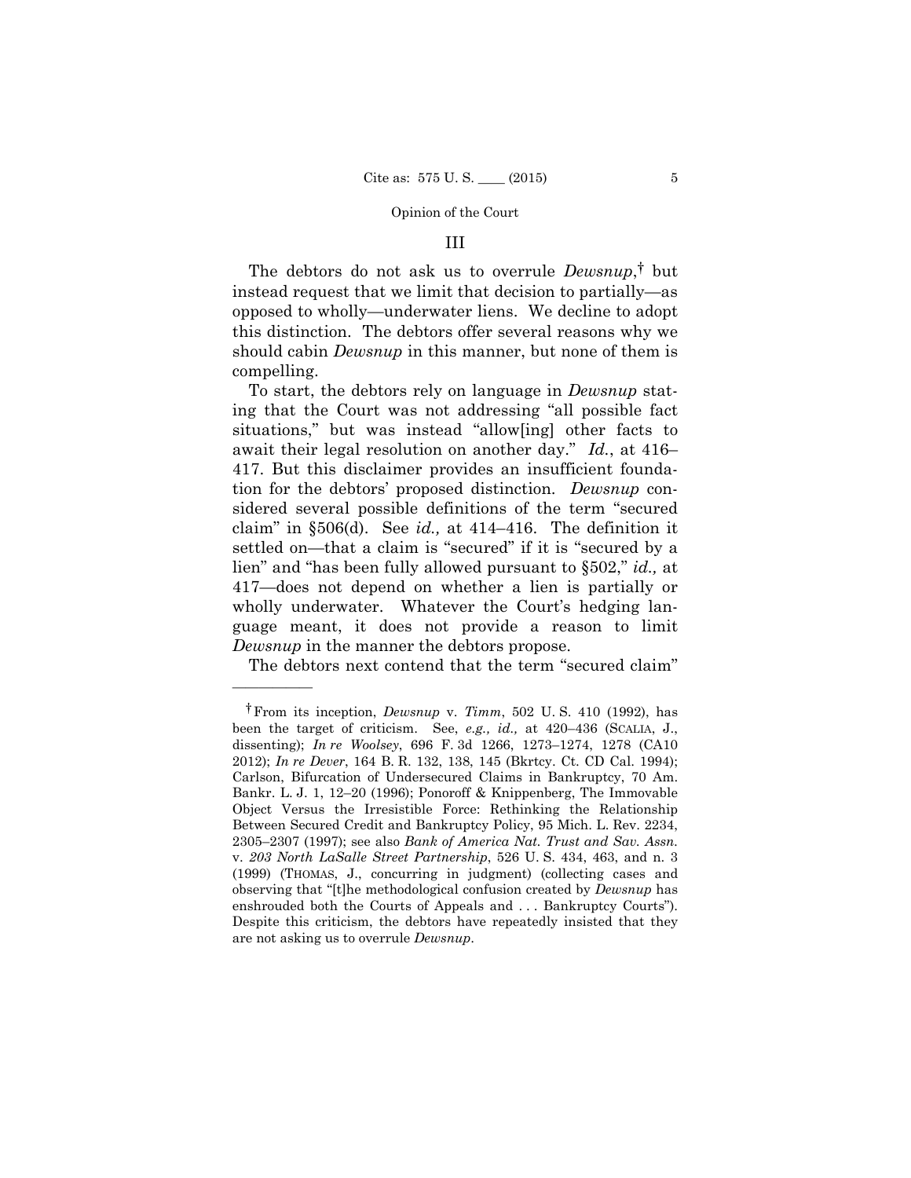## III

The debtors do not ask us to overrule *Dewsnup*,† but instead request that we limit that decision to partially—as opposed to wholly—underwater liens. We decline to adopt this distinction. The debtors offer several reasons why we should cabin *Dewsnup* in this manner, but none of them is compelling.

To start, the debtors rely on language in *Dewsnup* stating that the Court was not addressing "all possible fact situations," but was instead "allow[ing] other facts to await their legal resolution on another day." *Id.*, at 416–417. But this disclaimer provides an insufficient foundation for the debtors' proposed distinction. *Dewsnup* considered several possible definitions of the term "secured claim" in §506(d). See *id.,* at 414–416. The definition it settled on—that a claim is "secured" if it is "secured by a lien" and "has been fully allowed pursuant to §502," *id.,* at 417—does not depend on whether a lien is partially or wholly underwater. Whatever the Court's hedging language meant, it does not provide a reason to limit *Dewsnup* in the manner the debtors propose.

The debtors next contend that the term "secured claim"

---

† From its inception, *Dewsnup* v. *Timm*, 502 U. S. 410 (1992), has been the target of criticism. See, *e.g., id.,* at 420–436 (SCALIA, J., dissenting); *In re Woolsey*, 696 F. 3d 1266, 1273–1274, 1278 (CA10 2012); *In re Dever*, 164 B. R. 132, 138, 145 (Bkrtcy. Ct. CD Cal. 1994); Carlson, Bifurcation of Undersecured Claims in Bankruptcy, 70 Am. Bankr. L. J. 1, 12–20 (1996); Ponoroff & Knippenberg, The Immovable Object Versus the Irresistible Force: Rethinking the Relationship Between Secured Credit and Bankruptcy Policy, 95 Mich. L. Rev. 2234, 2305–2307 (1997); see also *Bank of America Nat. Trust and Sav. Assn.* v. *203 North LaSalle Street Partnership*, 526 U. S. 434, 463, and n. 3 (1999) (THOMAS, J., concurring in judgment) (collecting cases and observing that "[t]he methodological confusion created by *Dewsnup* has enshrouded both the Courts of Appeals and . . . Bankruptcy Courts"). Despite this criticism, the debtors have repeatedly insisted that they are not asking us to overrule *Dewsnup*.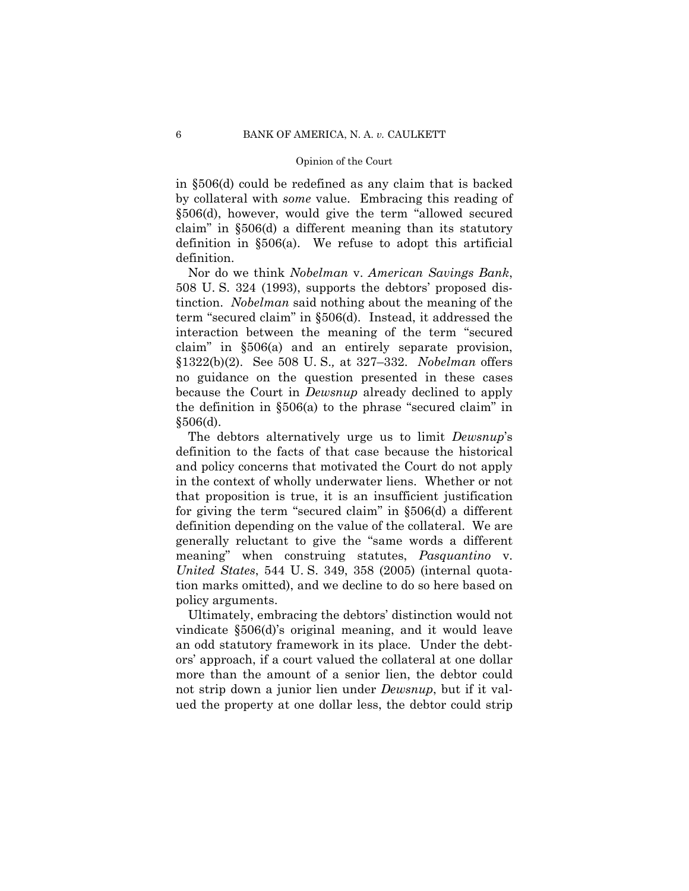in §506(d) could be redefined as any claim that is backed by collateral with *some* value. Embracing this reading of §506(d), however, would give the term "allowed secured claim" in §506(d) a different meaning than its statutory definition in §506(a). We refuse to adopt this artificial definition.

Nor do we think *Nobelman* v. *American Savings Bank*, 508 U. S. 324 (1993), supports the debtors' proposed distinction. *Nobelman* said nothing about the meaning of the term "secured claim" in §506(d). Instead, it addressed the interaction between the meaning of the term "secured claim" in §506(a) and an entirely separate provision, §1322(b)(2). See 508 U. S., at 327–332. *Nobelman* offers no guidance on the question presented in these cases because the Court in *Dewsnup* already declined to apply the definition in §506(a) to the phrase "secured claim" in §506(d).

The debtors alternatively urge us to limit *Dewsnup*'s definition to the facts of that case because the historical and policy concerns that motivated the Court do not apply in the context of wholly underwater liens. Whether or not that proposition is true, it is an insufficient justification for giving the term "secured claim" in §506(d) a different definition depending on the value of the collateral. We are generally reluctant to give the "same words a different meaning" when construing statutes, *Pasquantino* v. *United States*, 544 U. S. 349, 358 (2005) (internal quotation marks omitted), and we decline to do so here based on policy arguments.

Ultimately, embracing the debtors' distinction would not vindicate §506(d)'s original meaning, and it would leave an odd statutory framework in its place. Under the debtors' approach, if a court valued the collateral at one dollar more than the amount of a senior lien, the debtor could not strip down a junior lien under *Dewsnup*, but if it valued the property at one dollar less, the debtor could strip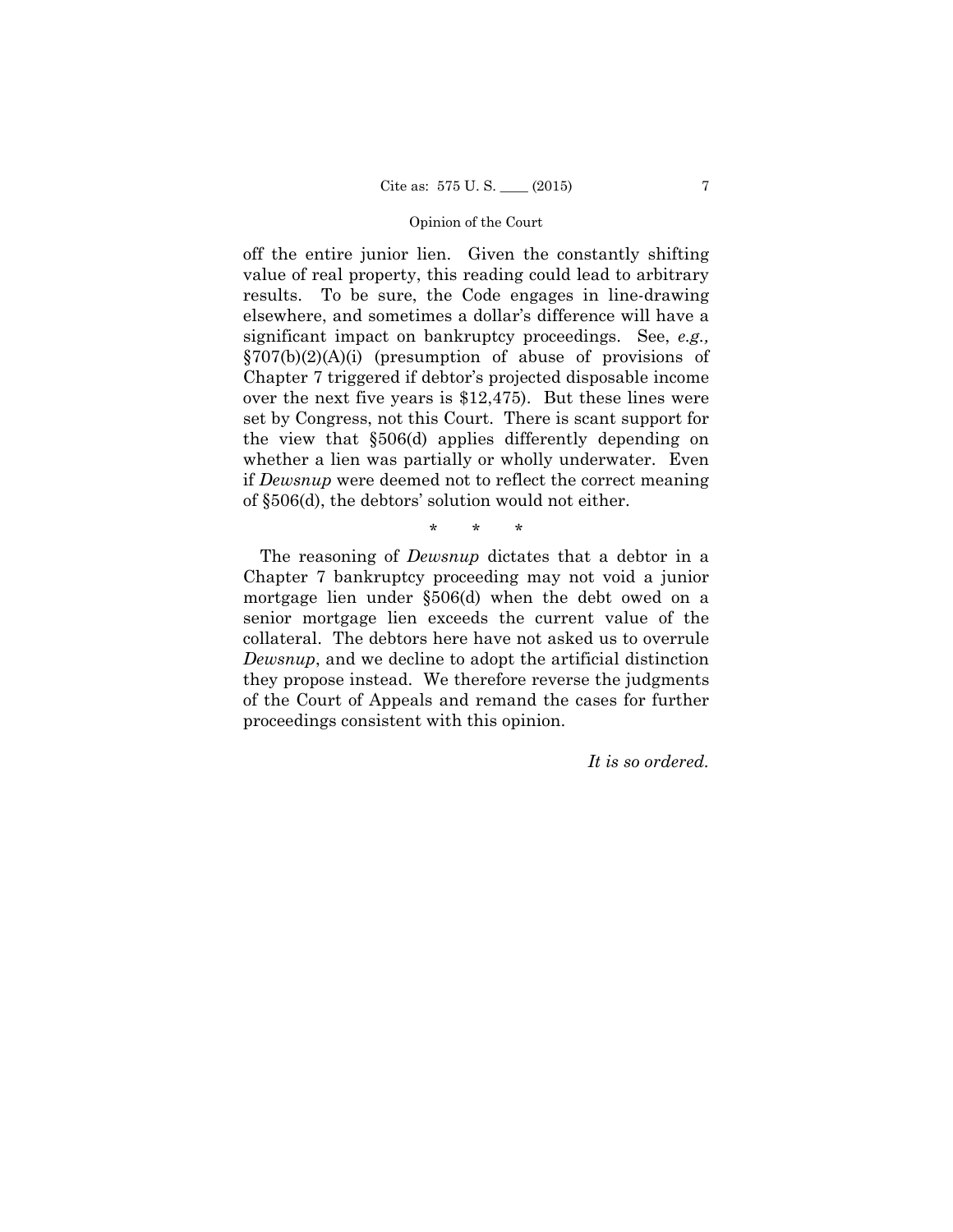off the entire junior lien. Given the constantly shifting value of real property, this reading could lead to arbitrary results. To be sure, the Code engages in line-drawing elsewhere, and sometimes a dollar's difference will have a significant impact on bankruptcy proceedings. See, *e.g.,* §707(b)(2)(A)(i) (presumption of abuse of provisions of Chapter 7 triggered if debtor's projected disposable income over the next five years is $12,475). But these lines were set by Congress, not this Court. There is scant support for the view that §506(d) applies differently depending on whether a lien was partially or wholly underwater. Even if *Dewsnup* were deemed not to reflect the correct meaning of §506(d), the debtors' solution would not either.

\* \* \*

The reasoning of *Dewsnup* dictates that a debtor in a Chapter 7 bankruptcy proceeding may not void a junior mortgage lien under §506(d) when the debt owed on a senior mortgage lien exceeds the current value of the collateral. The debtors here have not asked us to overrule *Dewsnup*, and we decline to adopt the artificial distinction they propose instead. We therefore reverse the judgments of the Court of Appeals and remand the cases for further proceedings consistent with this opinion.

*It is so ordered.*